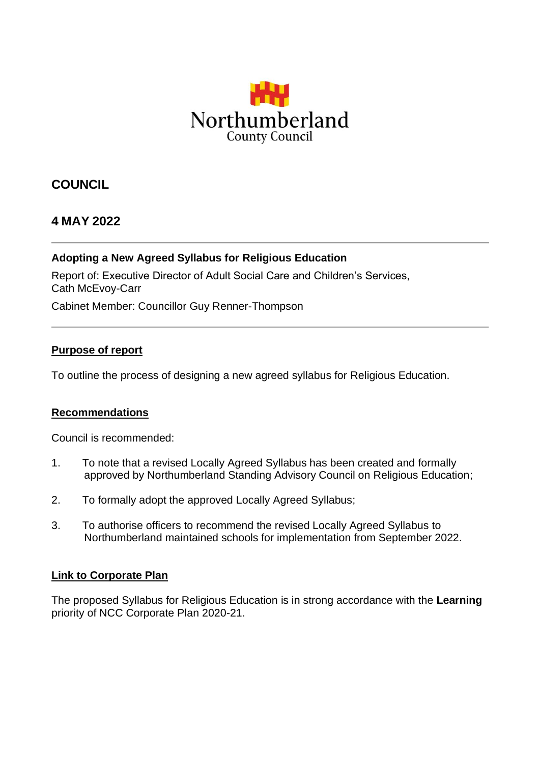Northumberland
County Council

# COUNCIL

## 4 MAY 2022

---

**Adopting a New Agreed Syllabus for Religious Education**

Report of: Executive Director of Adult Social Care and Children's Services, Cath McEvoy-Carr

Cabinet Member: Councillor Guy Renner-Thompson

---

**Purpose of report**

To outline the process of designing a new agreed syllabus for Religious Education.

**Recommendations**

Council is recommended:

1. To note that a revised Locally Agreed Syllabus has been created and formally approved by Northumberland Standing Advisory Council on Religious Education;

2. To formally adopt the approved Locally Agreed Syllabus;

3. To authorise officers to recommend the revised Locally Agreed Syllabus to Northumberland maintained schools for implementation from September 2022.

**Link to Corporate Plan**

The proposed Syllabus for Religious Education is in strong accordance with the **Learning** priority of NCC Corporate Plan 2020-21.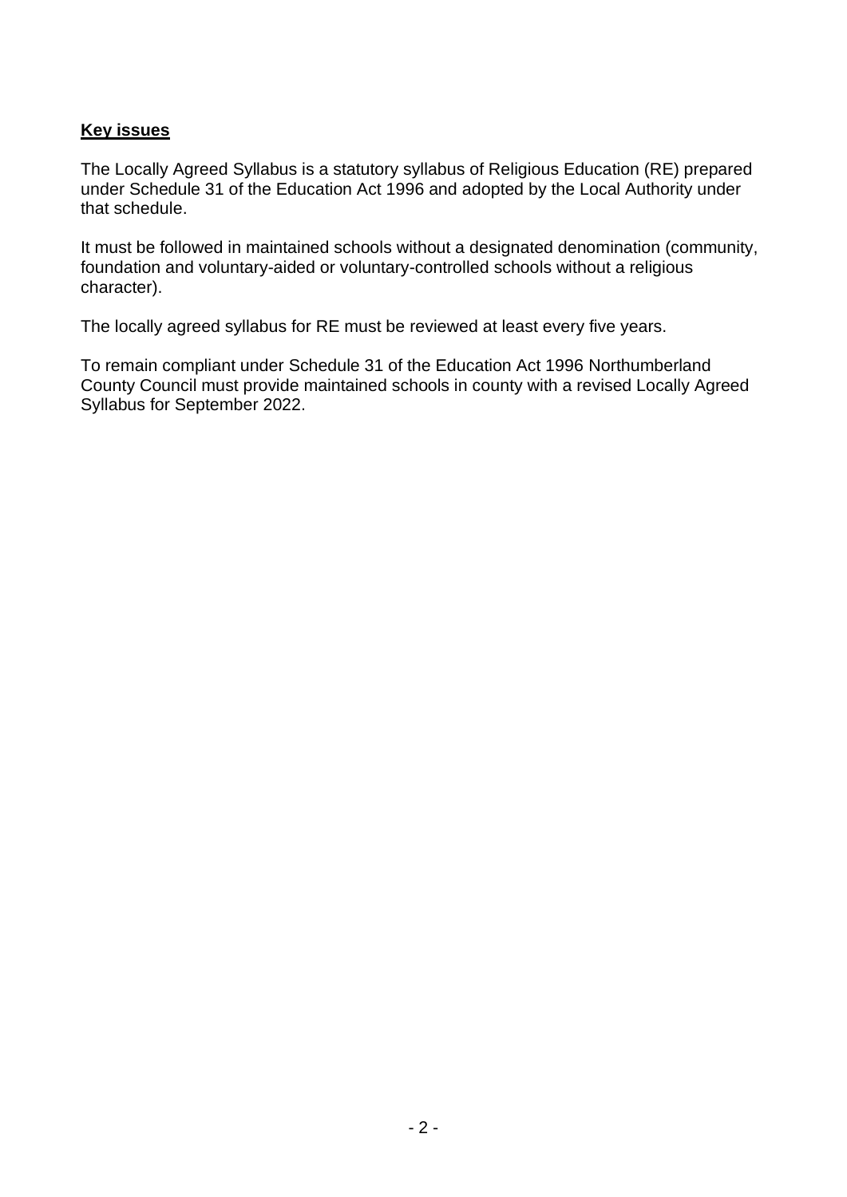**Key issues**

The Locally Agreed Syllabus is a statutory syllabus of Religious Education (RE) prepared under Schedule 31 of the Education Act 1996 and adopted by the Local Authority under that schedule.

It must be followed in maintained schools without a designated denomination (community, foundation and voluntary-aided or voluntary-controlled schools without a religious character).

The locally agreed syllabus for RE must be reviewed at least every five years.

To remain compliant under Schedule 31 of the Education Act 1996 Northumberland County Council must provide maintained schools in county with a revised Locally Agreed Syllabus for September 2022.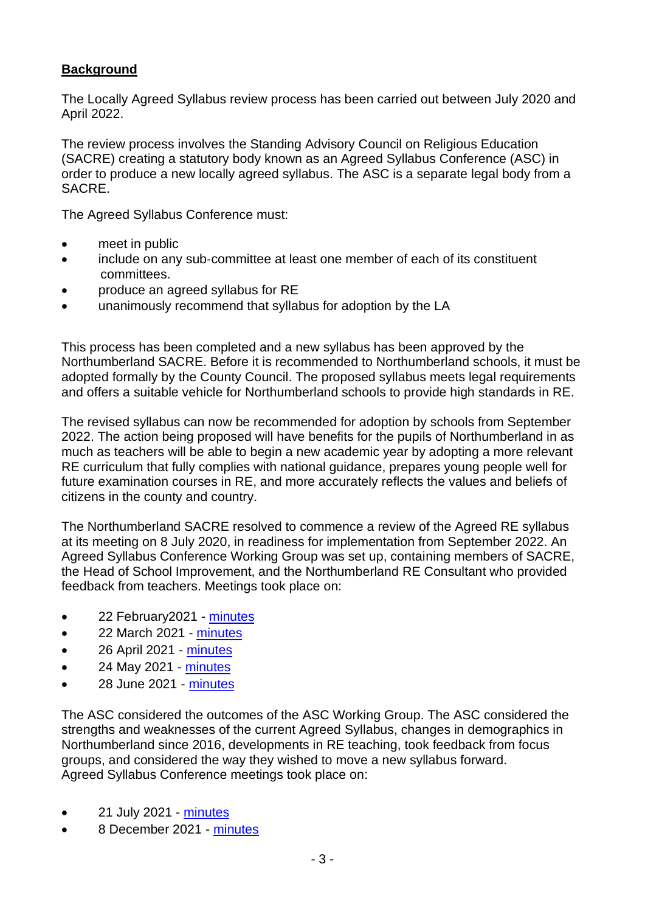**Background**

The Locally Agreed Syllabus review process has been carried out between July 2020 and April 2022.

The review process involves the Standing Advisory Council on Religious Education (SACRE) creating a statutory body known as an Agreed Syllabus Conference (ASC) in order to produce a new locally agreed syllabus. The ASC is a separate legal body from a SACRE.

The Agreed Syllabus Conference must:

- meet in public
- include on any sub-committee at least one member of each of its constituent committees.
- produce an agreed syllabus for RE
- unanimously recommend that syllabus for adoption by the LA

This process has been completed and a new syllabus has been approved by the Northumberland SACRE. Before it is recommended to Northumberland schools, it must be adopted formally by the County Council. The proposed syllabus meets legal requirements and offers a suitable vehicle for Northumberland schools to provide high standards in RE.

The revised syllabus can now be recommended for adoption by schools from September 2022. The action being proposed will have benefits for the pupils of Northumberland in as much as teachers will be able to begin a new academic year by adopting a more relevant RE curriculum that fully complies with national guidance, prepares young people well for future examination courses in RE, and more accurately reflects the values and beliefs of citizens in the county and country.

The Northumberland SACRE resolved to commence a review of the Agreed RE syllabus at its meeting on 8 July 2020, in readiness for implementation from September 2022. An Agreed Syllabus Conference Working Group was set up, containing members of SACRE, the Head of School Improvement, and the Northumberland RE Consultant who provided feedback from teachers. Meetings took place on:

- 22 February2021 - minutes
- 22 March 2021 - minutes
- 26 April 2021 - minutes
- 24 May 2021 - minutes
- 28 June 2021 - minutes

The ASC considered the outcomes of the ASC Working Group. The ASC considered the strengths and weaknesses of the current Agreed Syllabus, changes in demographics in Northumberland since 2016, developments in RE teaching, took feedback from focus groups, and considered the way they wished to move a new syllabus forward. Agreed Syllabus Conference meetings took place on:

- 21 July 2021 - minutes
- 8 December 2021 - minutes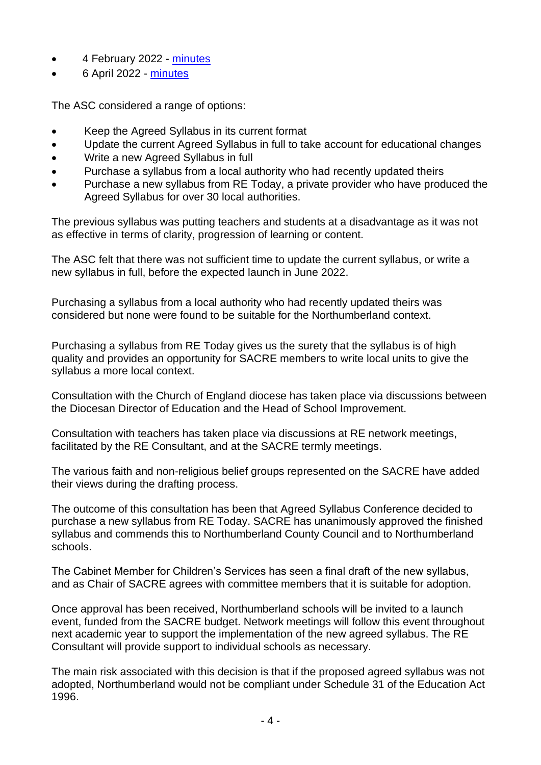- 4 February 2022 - minutes
- 6 April 2022 - minutes

The ASC considered a range of options:

- Keep the Agreed Syllabus in its current format
- Update the current Agreed Syllabus in full to take account for educational changes
- Write a new Agreed Syllabus in full
- Purchase a syllabus from a local authority who had recently updated theirs
- Purchase a new syllabus from RE Today, a private provider who have produced the Agreed Syllabus for over 30 local authorities.

The previous syllabus was putting teachers and students at a disadvantage as it was not as effective in terms of clarity, progression of learning or content.

The ASC felt that there was not sufficient time to update the current syllabus, or write a new syllabus in full, before the expected launch in June 2022.

Purchasing a syllabus from a local authority who had recently updated theirs was considered but none were found to be suitable for the Northumberland context.

Purchasing a syllabus from RE Today gives us the surety that the syllabus is of high quality and provides an opportunity for SACRE members to write local units to give the syllabus a more local context.

Consultation with the Church of England diocese has taken place via discussions between the Diocesan Director of Education and the Head of School Improvement.

Consultation with teachers has taken place via discussions at RE network meetings, facilitated by the RE Consultant, and at the SACRE termly meetings.

The various faith and non-religious belief groups represented on the SACRE have added their views during the drafting process.

The outcome of this consultation has been that Agreed Syllabus Conference decided to purchase a new syllabus from RE Today. SACRE has unanimously approved the finished syllabus and commends this to Northumberland County Council and to Northumberland schools.

The Cabinet Member for Children's Services has seen a final draft of the new syllabus, and as Chair of SACRE agrees with committee members that it is suitable for adoption.

Once approval has been received, Northumberland schools will be invited to a launch event, funded from the SACRE budget. Network meetings will follow this event throughout next academic year to support the implementation of the new agreed syllabus. The RE Consultant will provide support to individual schools as necessary.

The main risk associated with this decision is that if the proposed agreed syllabus was not adopted, Northumberland would not be compliant under Schedule 31 of the Education Act 1996.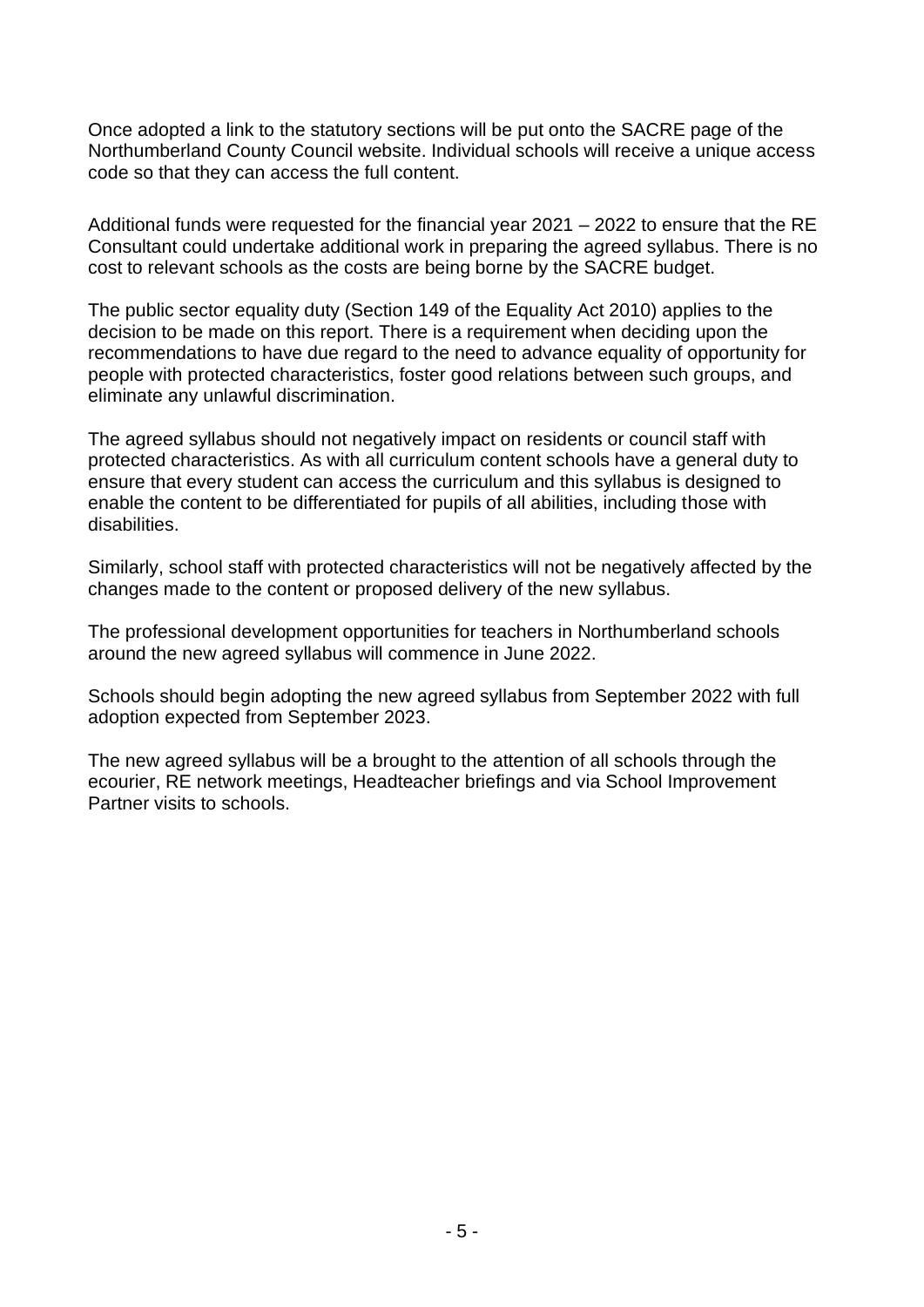Once adopted a link to the statutory sections will be put onto the SACRE page of the Northumberland County Council website. Individual schools will receive a unique access code so that they can access the full content.

Additional funds were requested for the financial year 2021 – 2022 to ensure that the RE Consultant could undertake additional work in preparing the agreed syllabus. There is no cost to relevant schools as the costs are being borne by the SACRE budget.

The public sector equality duty (Section 149 of the Equality Act 2010) applies to the decision to be made on this report. There is a requirement when deciding upon the recommendations to have due regard to the need to advance equality of opportunity for people with protected characteristics, foster good relations between such groups, and eliminate any unlawful discrimination.

The agreed syllabus should not negatively impact on residents or council staff with protected characteristics. As with all curriculum content schools have a general duty to ensure that every student can access the curriculum and this syllabus is designed to enable the content to be differentiated for pupils of all abilities, including those with disabilities.

Similarly, school staff with protected characteristics will not be negatively affected by the changes made to the content or proposed delivery of the new syllabus.

The professional development opportunities for teachers in Northumberland schools around the new agreed syllabus will commence in June 2022.

Schools should begin adopting the new agreed syllabus from September 2022 with full adoption expected from September 2023.

The new agreed syllabus will be a brought to the attention of all schools through the ecourier, RE network meetings, Headteacher briefings and via School Improvement Partner visits to schools.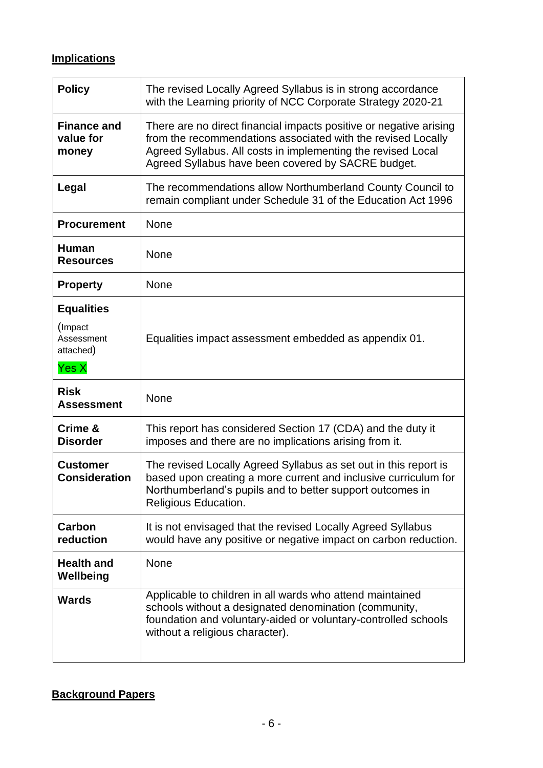**Implications**

| | |
|---|---|
| **Policy** | The revised Locally Agreed Syllabus is in strong accordance with the Learning priority of NCC Corporate Strategy 2020-21 |
| **Finance and value for money** | There are no direct financial impacts positive or negative arising from the recommendations associated with the revised Locally Agreed Syllabus. All costs in implementing the revised Local Agreed Syllabus have been covered by SACRE budget. |
| **Legal** | The recommendations allow Northumberland County Council to remain compliant under Schedule 31 of the Education Act 1996 |
| **Procurement** | None |
| **Human Resources** | None |
| **Property** | None |
| **Equalities** (Impact Assessment attached) Yes X | Equalities impact assessment embedded as appendix 01. |
| **Risk Assessment** | None |
| **Crime & Disorder** | This report has considered Section 17 (CDA) and the duty it imposes and there are no implications arising from it. |
| **Customer Consideration** | The revised Locally Agreed Syllabus as set out in this report is based upon creating a more current and inclusive curriculum for Northumberland's pupils and to better support outcomes in Religious Education. |
| **Carbon reduction** | It is not envisaged that the revised Locally Agreed Syllabus would have any positive or negative impact on carbon reduction. |
| **Health and Wellbeing** | None |
| **Wards** | Applicable to children in all wards who attend maintained schools without a designated denomination (community, foundation and voluntary-aided or voluntary-controlled schools without a religious character). |

**Background Papers**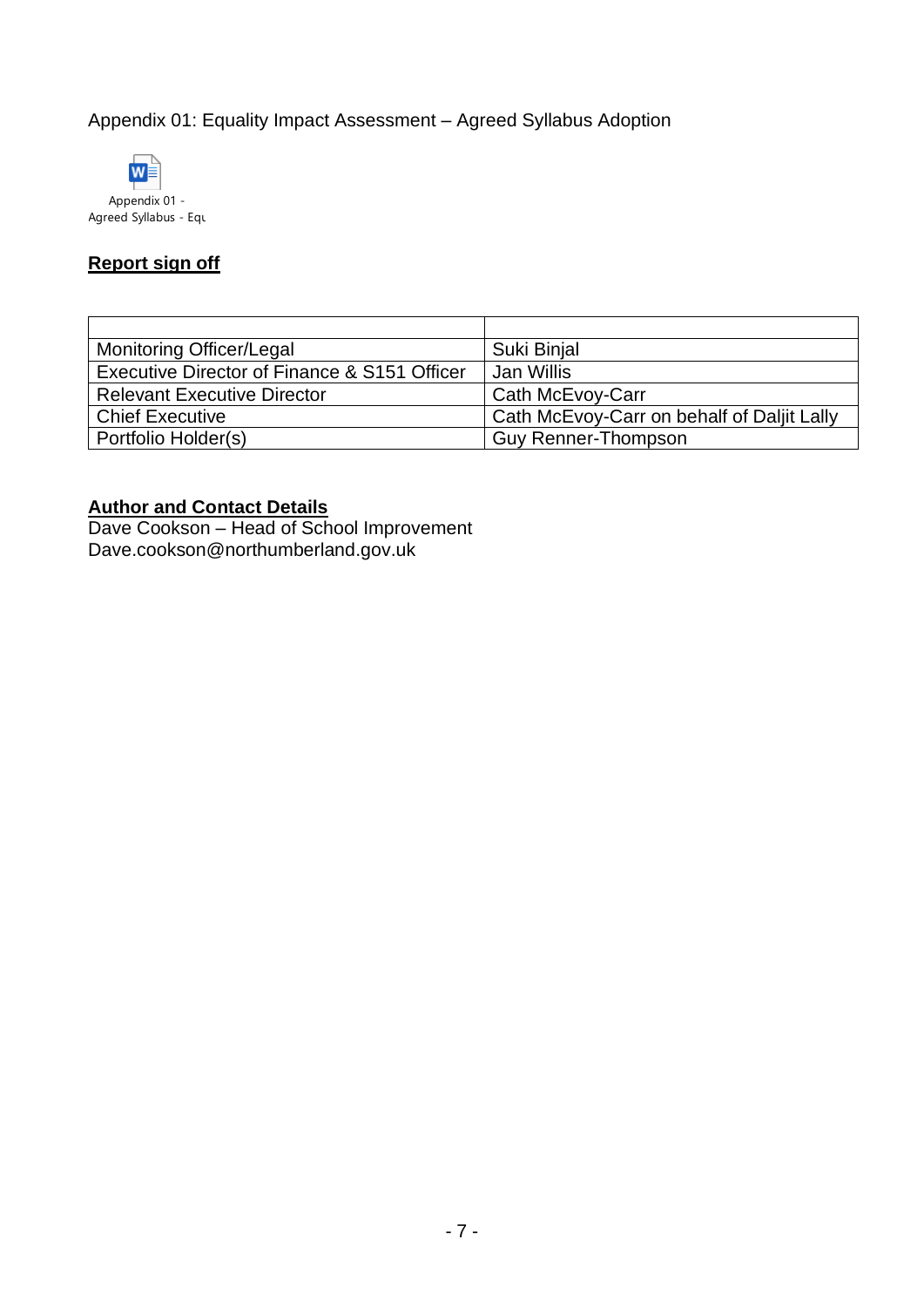Appendix 01: Equality Impact Assessment – Agreed Syllabus Adoption

Appendix 01 - Agreed Syllabus - Equ

**Report sign off**

| | |
|---|---|
| Monitoring Officer/Legal | Suki Binjal |
| Executive Director of Finance & S151 Officer | Jan Willis |
| Relevant Executive Director | Cath McEvoy-Carr |
| Chief Executive | Cath McEvoy-Carr on behalf of Daljit Lally |
| Portfolio Holder(s) | Guy Renner-Thompson |

**Author and Contact Details**
Dave Cookson – Head of School Improvement
Dave.cookson@northumberland.gov.uk